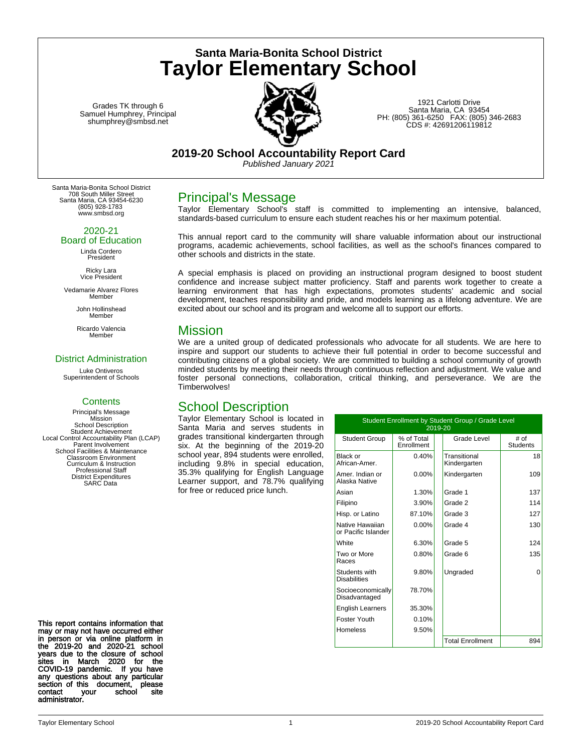## Santa Maria-Bonita School District

# Taylor Elementary School

Grades TK through 6
Samuel Humphrey, Principal
shumphrey@smbsd.net

1921 Carlotti Drive
Santa Maria, CA 93454
PH: (805) 361-6250 FAX: (805) 346-2683
CDS #: 42691206119812

## 2019-20 School Accountability Report Card

*Published January 2021*

Santa Maria-Bonita School District
708 South Miller Street
Santa Maria, CA 93454-6230
(805) 928-1783
www.smbsd.org

### 2020-21 Board of Education

Linda Cordero
President

Ricky Lara
Vice President

Vedamarie Alvarez Flores
Member

John Hollinshead
Member

Ricardo Valencia
Member

### District Administration

Luke Ontiveros
Superintendent of Schools

### Contents

Principal's Message
Mission
School Description
Student Achievement
Local Control Accountability Plan (LCAP)
Parent Involvement
School Facilities & Maintenance
Classroom Environment
Curriculum & Instruction
Professional Staff
District Expenditures
SARC Data

**This report contains information that may or may not have occurred either in person or via online platform in the 2019-20 and 2020-21 school years due to the closure of school sites in March 2020 for the COVID-19 pandemic. If you have any questions about any particular section of this document, please contact your school site administrator.**

## Principal's Message

Taylor Elementary School's staff is committed to implementing an intensive, balanced, standards-based curriculum to ensure each student reaches his or her maximum potential.

This annual report card to the community will share valuable information about our instructional programs, academic achievements, school facilities, as well as the school's finances compared to other schools and districts in the state.

A special emphasis is placed on providing an instructional program designed to boost student confidence and increase subject matter proficiency. Staff and parents work together to create a learning environment that has high expectations, promotes students' academic and social development, teaches responsibility and pride, and models learning as a lifelong adventure. We are excited about our school and its program and welcome all to support our efforts.

## Mission

We are a united group of dedicated professionals who advocate for all students. We are here to inspire and support our students to achieve their full potential in order to become successful and contributing citizens of a global society. We are committed to building a school community of growth minded students by meeting their needs through continuous reflection and adjustment. We value and foster personal connections, collaboration, critical thinking, and perseverance. We are the Timberwolves!

## School Description

Taylor Elementary School is located in Santa Maria and serves students in grades transitional kindergarten through six. At the beginning of the 2019-20 school year, 894 students were enrolled, including 9.8% in special education, 35.3% qualifying for English Language Learner support, and 78.7% qualifying for free or reduced price lunch.

| Student Enrollment by Student Group / Grade Level 2019-20 | | | |
|---|---|---|---|
| Student Group | % of Total Enrollment | Grade Level | # of Students |
| Black or African-Amer. | 0.40% | Transitional Kindergarten | 18 |
| Amer. Indian or Alaska Native | 0.00% | Kindergarten | 109 |
| Asian | 1.30% | Grade 1 | 137 |
| Filipino | 3.90% | Grade 2 | 114 |
| Hisp. or Latino | 87.10% | Grade 3 | 127 |
| Native Hawaiian or Pacific Islander | 0.00% | Grade 4 | 130 |
| White | 6.30% | Grade 5 | 124 |
| Two or More Races | 0.80% | Grade 6 | 135 |
| Students with Disabilities | 9.80% | Ungraded | 0 |
| Socioeconomically Disadvantaged | 78.70% | | |
| English Learners | 35.30% | | |
| Foster Youth | 0.10% | | |
| Homeless | 9.50% | | |
| | | Total Enrollment | 894 |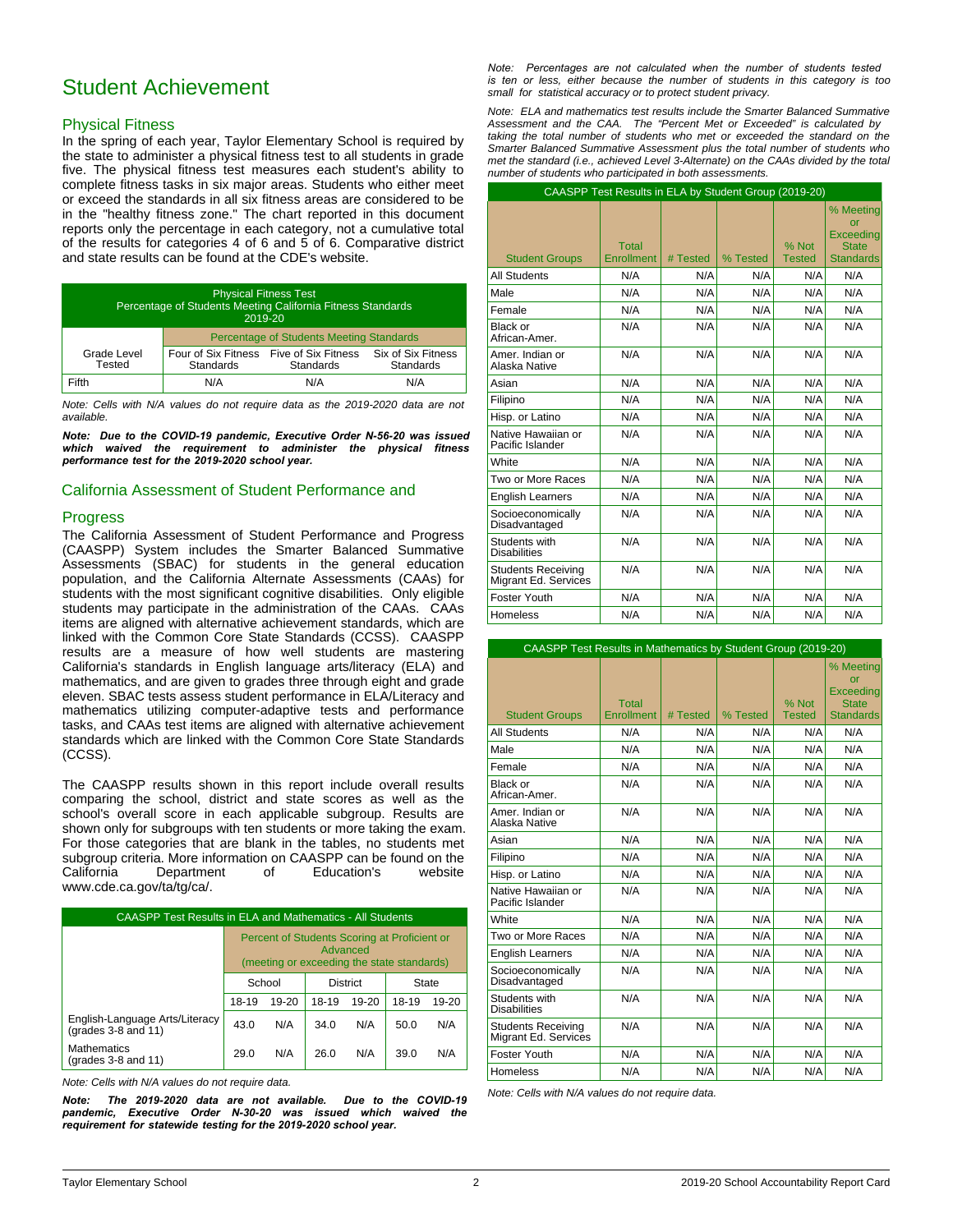# Student Achievement

## Physical Fitness

In the spring of each year, Taylor Elementary School is required by the state to administer a physical fitness test to all students in grade five. The physical fitness test measures each student's ability to complete fitness tasks in six major areas. Students who either meet or exceed the standards in all six fitness areas are considered to be in the "healthy fitness zone." The chart reported in this document reports only the percentage in each category, not a cumulative total of the results for categories 4 of 6 and 5 of 6. Comparative district and state results can be found at the CDE's website.

| Physical Fitness Test<br>Percentage of Students Meeting California Fitness Standards<br>2019-20 | | | |
|---|---|---|---|
| | Percentage of Students Meeting Standards | | |
| Grade Level Tested | Four of Six Fitness Standards | Five of Six Fitness Standards | Six of Six Fitness Standards |
| Fifth | N/A | N/A | N/A |

*Note: Cells with N/A values do not require data as the 2019-2020 data are not available.*

***Note: Due to the COVID-19 pandemic, Executive Order N-56-20 was issued which waived the requirement to administer the physical fitness performance test for the 2019-2020 school year.***

## California Assessment of Student Performance and Progress

The California Assessment of Student Performance and Progress (CAASPP) System includes the Smarter Balanced Summative Assessments (SBAC) for students in the general education population, and the California Alternate Assessments (CAAs) for students with the most significant cognitive disabilities. Only eligible students may participate in the administration of the CAAs. CAAs items are aligned with alternative achievement standards, which are linked with the Common Core State Standards (CCSS). CAASPP results are a measure of how well students are mastering California's standards in English language arts/literacy (ELA) and mathematics, and are given to grades three through eight and grade eleven. SBAC tests assess student performance in ELA/Literacy and mathematics utilizing computer-adaptive tests and performance tasks, and CAAs test items are aligned with alternative achievement standards which are linked with the Common Core State Standards (CCSS).

The CAASPP results shown in this report include overall results comparing the school, district and state scores as well as the school's overall score in each applicable subgroup. Results are shown only for subgroups with ten students or more taking the exam. For those categories that are blank in the tables, no students met subgroup criteria. More information on CAASPP can be found on the California Department of Education's website www.cde.ca.gov/ta/tg/ca/.

| CAASPP Test Results in ELA and Mathematics - All Students | | | | | | |
|---|---|---|---|---|---|---|
| | Percent of Students Scoring at Proficient or Advanced (meeting or exceeding the state standards) | | | | | |
| | School | | District | | State | |
| | 18-19 | 19-20 | 18-19 | 19-20 | 18-19 | 19-20 |
| English-Language Arts/Literacy (grades 3-8 and 11) | 43.0 | N/A | 34.0 | N/A | 50.0 | N/A |
| Mathematics (grades 3-8 and 11) | 29.0 | N/A | 26.0 | N/A | 39.0 | N/A |

*Note: Cells with N/A values do not require data.*

***Note: The 2019-2020 data are not available. Due to the COVID-19 pandemic, Executive Order N-30-20 was issued which waived the requirement for statewide testing for the 2019-2020 school year.***

*Note: Percentages are not calculated when the number of students tested is ten or less, either because the number of students in this category is too small for statistical accuracy or to protect student privacy.*

*Note: ELA and mathematics test results include the Smarter Balanced Summative Assessment and the CAA. The "Percent Met or Exceeded" is calculated by taking the total number of students who met or exceeded the standard on the Smarter Balanced Summative Assessment plus the total number of students who met the standard (i.e., achieved Level 3-Alternate) on the CAAs divided by the total number of students who participated in both assessments.*

| CAASPP Test Results in ELA by Student Group (2019-20) | | | | | |
|---|---|---|---|---|---|
| Student Groups | Total Enrollment | # Tested | % Tested | % Not Tested | % Meeting or Exceeding State Standards |
| All Students | N/A | N/A | N/A | N/A | N/A |
| Male | N/A | N/A | N/A | N/A | N/A |
| Female | N/A | N/A | N/A | N/A | N/A |
| Black or African-Amer. | N/A | N/A | N/A | N/A | N/A |
| Amer. Indian or Alaska Native | N/A | N/A | N/A | N/A | N/A |
| Asian | N/A | N/A | N/A | N/A | N/A |
| Filipino | N/A | N/A | N/A | N/A | N/A |
| Hisp. or Latino | N/A | N/A | N/A | N/A | N/A |
| Native Hawaiian or Pacific Islander | N/A | N/A | N/A | N/A | N/A |
| White | N/A | N/A | N/A | N/A | N/A |
| Two or More Races | N/A | N/A | N/A | N/A | N/A |
| English Learners | N/A | N/A | N/A | N/A | N/A |
| Socioeconomically Disadvantaged | N/A | N/A | N/A | N/A | N/A |
| Students with Disabilities | N/A | N/A | N/A | N/A | N/A |
| Students Receiving Migrant Ed. Services | N/A | N/A | N/A | N/A | N/A |
| Foster Youth | N/A | N/A | N/A | N/A | N/A |
| Homeless | N/A | N/A | N/A | N/A | N/A |

| CAASPP Test Results in Mathematics by Student Group (2019-20) | | | | | |
|---|---|---|---|---|---|
| Student Groups | Total Enrollment | # Tested | % Tested | % Not Tested | % Meeting or Exceeding State Standards |
| All Students | N/A | N/A | N/A | N/A | N/A |
| Male | N/A | N/A | N/A | N/A | N/A |
| Female | N/A | N/A | N/A | N/A | N/A |
| Black or African-Amer. | N/A | N/A | N/A | N/A | N/A |
| Amer. Indian or Alaska Native | N/A | N/A | N/A | N/A | N/A |
| Asian | N/A | N/A | N/A | N/A | N/A |
| Filipino | N/A | N/A | N/A | N/A | N/A |
| Hisp. or Latino | N/A | N/A | N/A | N/A | N/A |
| Native Hawaiian or Pacific Islander | N/A | N/A | N/A | N/A | N/A |
| White | N/A | N/A | N/A | N/A | N/A |
| Two or More Races | N/A | N/A | N/A | N/A | N/A |
| English Learners | N/A | N/A | N/A | N/A | N/A |
| Socioeconomically Disadvantaged | N/A | N/A | N/A | N/A | N/A |
| Students with Disabilities | N/A | N/A | N/A | N/A | N/A |
| Students Receiving Migrant Ed. Services | N/A | N/A | N/A | N/A | N/A |
| Foster Youth | N/A | N/A | N/A | N/A | N/A |
| Homeless | N/A | N/A | N/A | N/A | N/A |

*Note: Cells with N/A values do not require data.*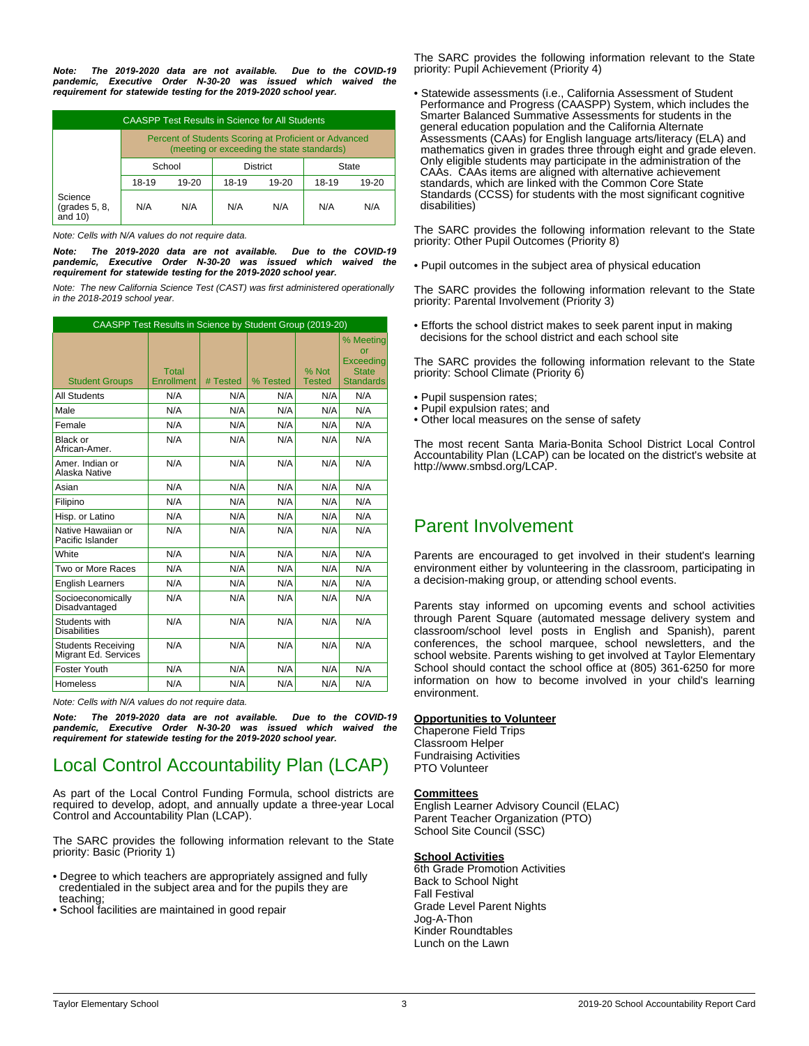***Note: The 2019-2020 data are not available. Due to the COVID-19 pandemic, Executive Order N-30-20 was issued which waived the requirement for statewide testing for the 2019-2020 school year.***

| CAASPP Test Results in Science for All Students | | | | | | |
|---|---|---|---|---|---|---|
| | Percent of Students Scoring at Proficient or Advanced (meeting or exceeding the state standards) | | | | | |
| | School | | District | | State | |
| | 18-19 | 19-20 | 18-19 | 19-20 | 18-19 | 19-20 |
| Science (grades 5, 8, and 10) | N/A | N/A | N/A | N/A | N/A | N/A |

*Note: Cells with N/A values do not require data.*

***Note: The 2019-2020 data are not available. Due to the COVID-19 pandemic, Executive Order N-30-20 was issued which waived the requirement for statewide testing for the 2019-2020 school year.***

*Note: The new California Science Test (CAST) was first administered operationally in the 2018-2019 school year.*

| Student Groups | Total Enrollment | # Tested | % Tested | % Not Tested | % Meeting or Exceeding State Standards |
|---|---|---|---|---|---|
| All Students | N/A | N/A | N/A | N/A | N/A |
| Male | N/A | N/A | N/A | N/A | N/A |
| Female | N/A | N/A | N/A | N/A | N/A |
| Black or African-Amer. | N/A | N/A | N/A | N/A | N/A |
| Amer. Indian or Alaska Native | N/A | N/A | N/A | N/A | N/A |
| Asian | N/A | N/A | N/A | N/A | N/A |
| Filipino | N/A | N/A | N/A | N/A | N/A |
| Hisp. or Latino | N/A | N/A | N/A | N/A | N/A |
| Native Hawaiian or Pacific Islander | N/A | N/A | N/A | N/A | N/A |
| White | N/A | N/A | N/A | N/A | N/A |
| Two or More Races | N/A | N/A | N/A | N/A | N/A |
| English Learners | N/A | N/A | N/A | N/A | N/A |
| Socioeconomically Disadvantaged | N/A | N/A | N/A | N/A | N/A |
| Students with Disabilities | N/A | N/A | N/A | N/A | N/A |
| Students Receiving Migrant Ed. Services | N/A | N/A | N/A | N/A | N/A |
| Foster Youth | N/A | N/A | N/A | N/A | N/A |
| Homeless | N/A | N/A | N/A | N/A | N/A |

CAASPP Test Results in Science by Student Group (2019-20)

*Note: Cells with N/A values do not require data.*

***Note: The 2019-2020 data are not available. Due to the COVID-19 pandemic, Executive Order N-30-20 was issued which waived the requirement for statewide testing for the 2019-2020 school year.***

# Local Control Accountability Plan (LCAP)

As part of the Local Control Funding Formula, school districts are required to develop, adopt, and annually update a three-year Local Control and Accountability Plan (LCAP).

The SARC provides the following information relevant to the State priority: Basic (Priority 1)

- Degree to which teachers are appropriately assigned and fully credentialed in the subject area and for the pupils they are teaching;
- School facilities are maintained in good repair

The SARC provides the following information relevant to the State priority: Pupil Achievement (Priority 4)

- Statewide assessments (i.e., California Assessment of Student Performance and Progress (CAASPP) System, which includes the Smarter Balanced Summative Assessments for students in the general education population and the California Alternate Assessments (CAAs) for English language arts/literacy (ELA) and mathematics given in grades three through eight and grade eleven. Only eligible students may participate in the administration of the CAAs. CAAs items are aligned with alternative achievement standards, which are linked with the Common Core State Standards (CCSS) for students with the most significant cognitive disabilities)

The SARC provides the following information relevant to the State priority: Other Pupil Outcomes (Priority 8)

- Pupil outcomes in the subject area of physical education

The SARC provides the following information relevant to the State priority: Parental Involvement (Priority 3)

- Efforts the school district makes to seek parent input in making decisions for the school district and each school site

The SARC provides the following information relevant to the State priority: School Climate (Priority 6)

- Pupil suspension rates;
- Pupil expulsion rates; and
- Other local measures on the sense of safety

The most recent Santa Maria-Bonita School District Local Control Accountability Plan (LCAP) can be located on the district's website at http://www.smbsd.org/LCAP.

# Parent Involvement

Parents are encouraged to get involved in their student's learning environment either by volunteering in the classroom, participating in a decision-making group, or attending school events.

Parents stay informed on upcoming events and school activities through Parent Square (automated message delivery system and classroom/school level posts in English and Spanish), parent conferences, the school marquee, school newsletters, and the school website. Parents wishing to get involved at Taylor Elementary School should contact the school office at (805) 361-6250 for more information on how to become involved in your child's learning environment.

**Opportunities to Volunteer**
Chaperone Field Trips
Classroom Helper
Fundraising Activities
PTO Volunteer

**Committees**
English Learner Advisory Council (ELAC)
Parent Teacher Organization (PTO)
School Site Council (SSC)

**School Activities**
6th Grade Promotion Activities
Back to School Night
Fall Festival
Grade Level Parent Nights
Jog-A-Thon
Kinder Roundtables
Lunch on the Lawn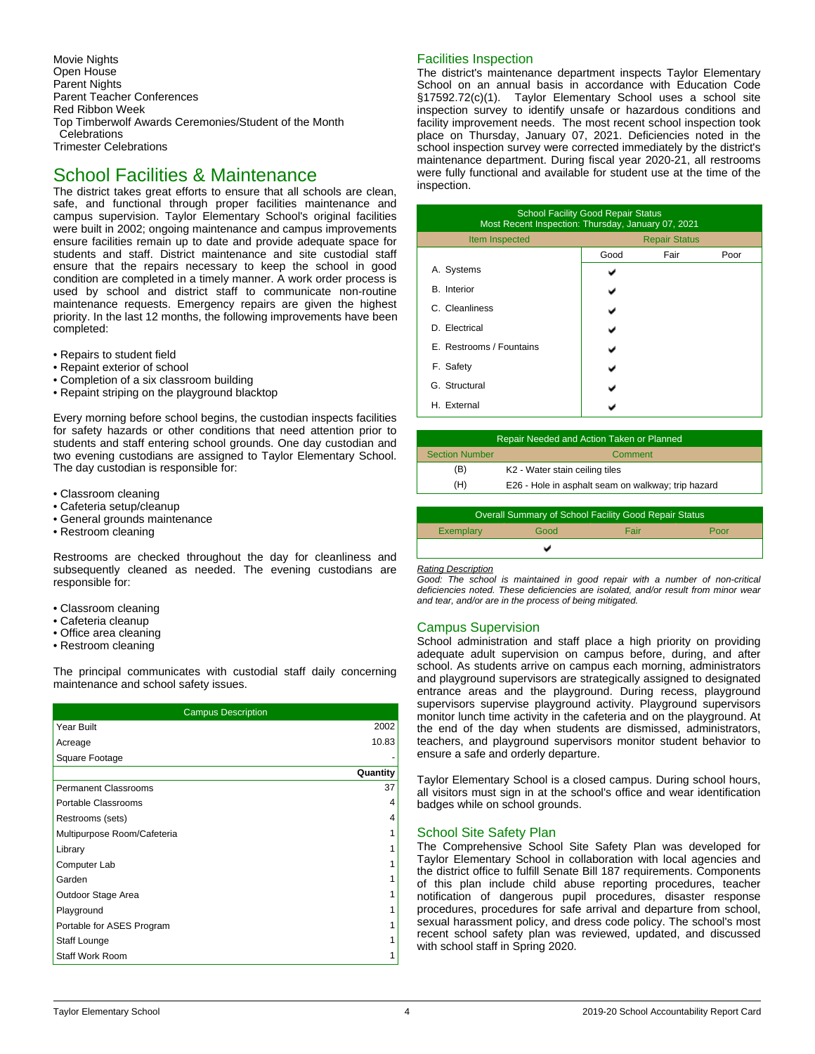Movie Nights
Open House
Parent Nights
Parent Teacher Conferences
Red Ribbon Week
Top Timberwolf Awards Ceremonies/Student of the Month Celebrations
Trimester Celebrations

# School Facilities & Maintenance

The district takes great efforts to ensure that all schools are clean, safe, and functional through proper facilities maintenance and campus supervision. Taylor Elementary School's original facilities were built in 2002; ongoing maintenance and campus improvements ensure facilities remain up to date and provide adequate space for students and staff. District maintenance and site custodial staff ensure that the repairs necessary to keep the school in good condition are completed in a timely manner. A work order process is used by school and district staff to communicate non-routine maintenance requests. Emergency repairs are given the highest priority. In the last 12 months, the following improvements have been completed:

- Repairs to student field
- Repaint exterior of school
- Completion of a six classroom building
- Repaint striping on the playground blacktop

Every morning before school begins, the custodian inspects facilities for safety hazards or other conditions that need attention prior to students and staff entering school grounds. One day custodian and two evening custodians are assigned to Taylor Elementary School. The day custodian is responsible for:

- Classroom cleaning
- Cafeteria setup/cleanup
- General grounds maintenance
- Restroom cleaning

Restrooms are checked throughout the day for cleanliness and subsequently cleaned as needed. The evening custodians are responsible for:

- Classroom cleaning
- Cafeteria cleanup
- Office area cleaning
- Restroom cleaning

The principal communicates with custodial staff daily concerning maintenance and school safety issues.

| Campus Description | |
|---|---|
| Year Built | 2002 |
| Acreage | 10.83 |
| Square Footage | - |
| | **Quantity** |
| Permanent Classrooms | 37 |
| Portable Classrooms | 4 |
| Restrooms (sets) | 4 |
| Multipurpose Room/Cafeteria | 1 |
| Library | 1 |
| Computer Lab | 1 |
| Garden | 1 |
| Outdoor Stage Area | 1 |
| Playground | 1 |
| Portable for ASES Program | 1 |
| Staff Lounge | 1 |
| Staff Work Room | 1 |

## Facilities Inspection

The district's maintenance department inspects Taylor Elementary School on an annual basis in accordance with Education Code §17592.72(c)(1). Taylor Elementary School uses a school site inspection survey to identify unsafe or hazardous conditions and facility improvement needs. The most recent school inspection took place on Thursday, January 07, 2021. Deficiencies noted in the school inspection survey were corrected immediately by the district's maintenance department. During fiscal year 2020-21, all restrooms were fully functional and available for student use at the time of the inspection.

| School Facility Good Repair Status<br>Most Recent Inspection: Thursday, January 07, 2021 | | | |
|---|---|---|---|
| Item Inspected | Repair Status | | |
| | Good | Fair | Poor |
| A. Systems | ✔ | | |
| B. Interior | ✔ | | |
| C. Cleanliness | ✔ | | |
| D. Electrical | ✔ | | |
| E. Restrooms / Fountains | ✔ | | |
| F. Safety | ✔ | | |
| G. Structural | ✔ | | |
| H. External | ✔ | | |

| Repair Needed and Action Taken or Planned | |
|---|---|
| Section Number | Comment |
| (B) | K2 - Water stain ceiling tiles |
| (H) | E26 - Hole in asphalt seam on walkway; trip hazard |

| Overall Summary of School Facility Good Repair Status | | | |
|---|---|---|---|
| Exemplary | Good | Fair | Poor |
| | ✔ | | |

*Rating Description*
*Good: The school is maintained in good repair with a number of non-critical deficiencies noted. These deficiencies are isolated, and/or result from minor wear and tear, and/or are in the process of being mitigated.*

## Campus Supervision

School administration and staff place a high priority on providing adequate adult supervision on campus before, during, and after school. As students arrive on campus each morning, administrators and playground supervisors are strategically assigned to designated entrance areas and the playground. During recess, playground supervisors supervise playground activity. Playground supervisors monitor lunch time activity in the cafeteria and on the playground. At the end of the day when students are dismissed, administrators, teachers, and playground supervisors monitor student behavior to ensure a safe and orderly departure.

Taylor Elementary School is a closed campus. During school hours, all visitors must sign in at the school's office and wear identification badges while on school grounds.

## School Site Safety Plan

The Comprehensive School Site Safety Plan was developed for Taylor Elementary School in collaboration with local agencies and the district office to fulfill Senate Bill 187 requirements. Components of this plan include child abuse reporting procedures, teacher notification of dangerous pupil procedures, disaster response procedures, procedures for safe arrival and departure from school, sexual harassment policy, and dress code policy. The school's most recent school safety plan was reviewed, updated, and discussed with school staff in Spring 2020.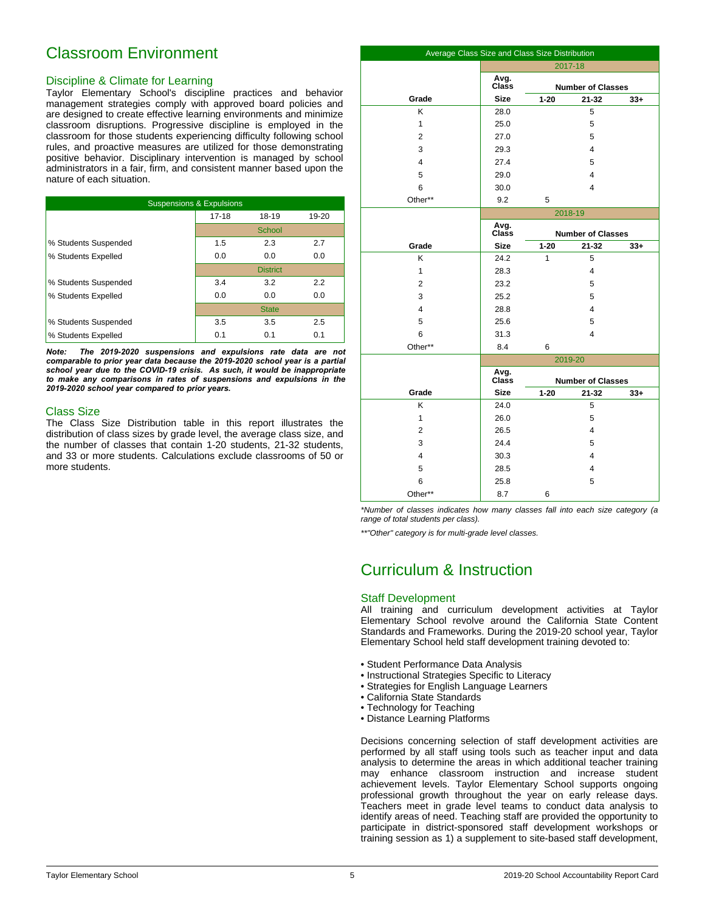# Classroom Environment

## Discipline & Climate for Learning

Taylor Elementary School's discipline practices and behavior management strategies comply with approved board policies and are designed to create effective learning environments and minimize classroom disruptions. Progressive discipline is employed in the classroom for those students experiencing difficulty following school rules, and proactive measures are utilized for those demonstrating positive behavior. Disciplinary intervention is managed by school administrators in a fair, firm, and consistent manner based upon the nature of each situation.

| Suspensions & Expulsions | | | |
|---|---|---|---|
| | 17-18 | 18-19 | 19-20 |
| | School | | |
| % Students Suspended | 1.5 | 2.3 | 2.7 |
| % Students Expelled | 0.0 | 0.0 | 0.0 |
| | District | | |
| % Students Suspended | 3.4 | 3.2 | 2.2 |
| % Students Expelled | 0.0 | 0.0 | 0.0 |
| | State | | |
| % Students Suspended | 3.5 | 3.5 | 2.5 |
| % Students Expelled | 0.1 | 0.1 | 0.1 |

***Note: The 2019-2020 suspensions and expulsions rate data are not comparable to prior year data because the 2019-2020 school year is a partial school year due to the COVID-19 crisis. As such, it would be inappropriate to make any comparisons in rates of suspensions and expulsions in the 2019-2020 school year compared to prior years.***

## Class Size

The Class Size Distribution table in this report illustrates the distribution of class sizes by grade level, the average class size, and the number of classes that contain 1-20 students, 21-32 students, and 33 or more students. Calculations exclude classrooms of 50 or more students.

| Average Class Size and Class Size Distribution | | | | |
|---|---|---|---|---|
| | 2017-18 | | | |
| Grade | Avg. Class Size | Number of Classes 1-20 | 21-32 | 33+ |
| K | 28.0 | | 5 | |
| 1 | 25.0 | | 5 | |
| 2 | 27.0 | | 5 | |
| 3 | 29.3 | | 4 | |
| 4 | 27.4 | | 5 | |
| 5 | 29.0 | | 4 | |
| 6 | 30.0 | | 4 | |
| Other** | 9.2 | 5 | | |
| | 2018-19 | | | |
| Grade | Avg. Class Size | Number of Classes 1-20 | 21-32 | 33+ |
| K | 24.2 | 1 | 5 | |
| 1 | 28.3 | | 4 | |
| 2 | 23.2 | | 5 | |
| 3 | 25.2 | | 5 | |
| 4 | 28.8 | | 4 | |
| 5 | 25.6 | | 5 | |
| 6 | 31.3 | | 4 | |
| Other** | 8.4 | 6 | | |
| | 2019-20 | | | |
| Grade | Avg. Class Size | Number of Classes 1-20 | 21-32 | 33+ |
| K | 24.0 | | 5 | |
| 1 | 26.0 | | 5 | |
| 2 | 26.5 | | 4 | |
| 3 | 24.4 | | 5 | |
| 4 | 30.3 | | 4 | |
| 5 | 28.5 | | 4 | |
| 6 | 25.8 | | 5 | |
| Other** | 8.7 | 6 | | |

*\*Number of classes indicates how many classes fall into each size category (a range of total students per class).*

*\*\*"Other" category is for multi-grade level classes.*

# Curriculum & Instruction

## Staff Development

All training and curriculum development activities at Taylor Elementary School revolve around the California State Content Standards and Frameworks. During the 2019-20 school year, Taylor Elementary School held staff development training devoted to:

- Student Performance Data Analysis
- Instructional Strategies Specific to Literacy
- Strategies for English Language Learners
- California State Standards
- Technology for Teaching
- Distance Learning Platforms

Decisions concerning selection of staff development activities are performed by all staff using tools such as teacher input and data analysis to determine the areas in which additional teacher training may enhance classroom instruction and increase student achievement levels. Taylor Elementary School supports ongoing professional growth throughout the year on early release days. Teachers meet in grade level teams to conduct data analysis to identify areas of need. Teaching staff are provided the opportunity to participate in district-sponsored staff development workshops or training session as 1) a supplement to site-based staff development,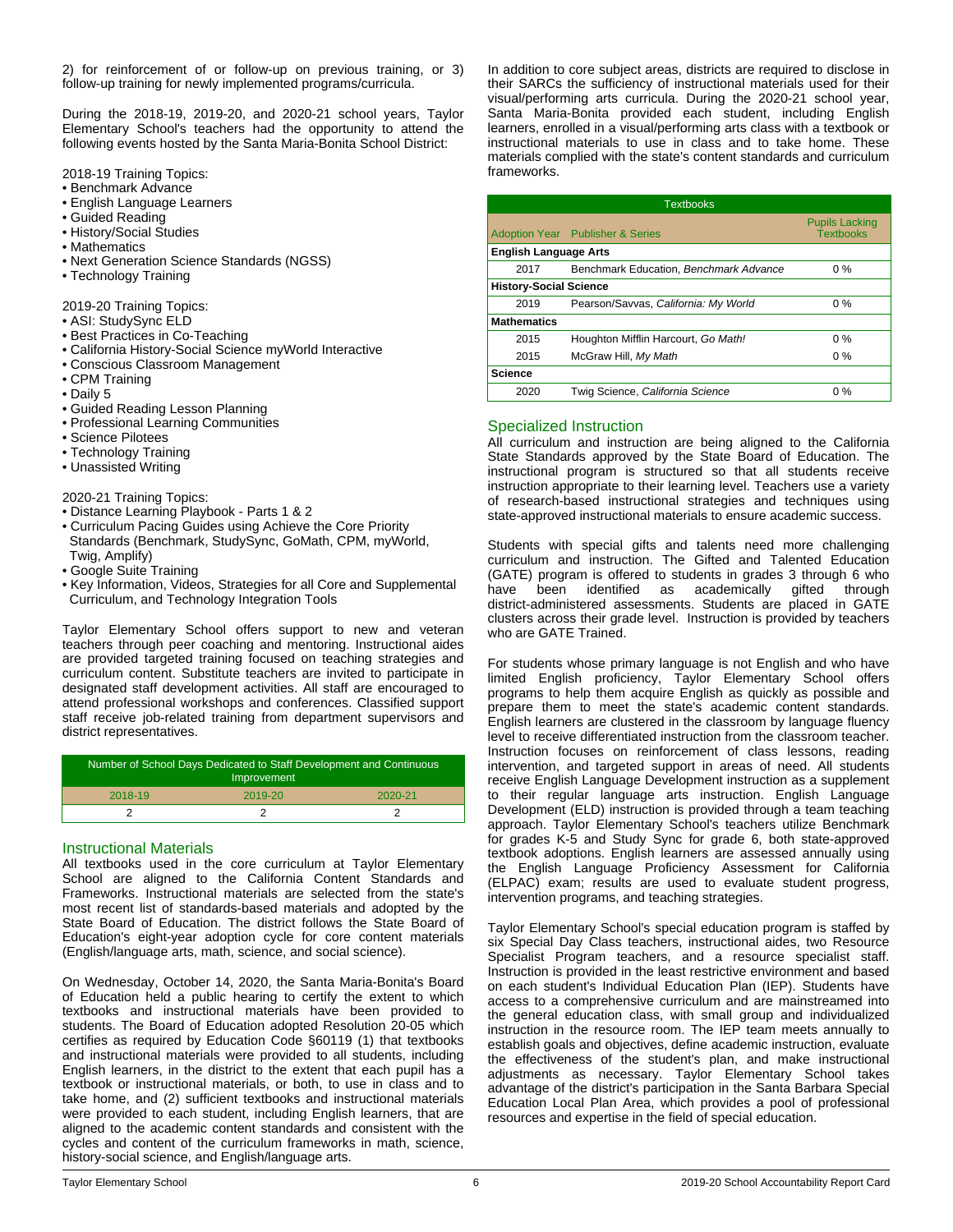2) for reinforcement of or follow-up on previous training, or 3) follow-up training for newly implemented programs/curricula.

During the 2018-19, 2019-20, and 2020-21 school years, Taylor Elementary School's teachers had the opportunity to attend the following events hosted by the Santa Maria-Bonita School District:

2018-19 Training Topics:
- Benchmark Advance
- English Language Learners
- Guided Reading
- History/Social Studies
- Mathematics
- Next Generation Science Standards (NGSS)
- Technology Training

2019-20 Training Topics:
- ASI: StudySync ELD
- Best Practices in Co-Teaching
- California History-Social Science myWorld Interactive
- Conscious Classroom Management
- CPM Training
- Daily 5
- Guided Reading Lesson Planning
- Professional Learning Communities
- Science Pilotees
- Technology Training
- Unassisted Writing

2020-21 Training Topics:
- Distance Learning Playbook - Parts 1 & 2
- Curriculum Pacing Guides using Achieve the Core Priority Standards (Benchmark, StudySync, GoMath, CPM, myWorld, Twig, Amplify)
- Google Suite Training
- Key Information, Videos, Strategies for all Core and Supplemental Curriculum, and Technology Integration Tools

Taylor Elementary School offers support to new and veteran teachers through peer coaching and mentoring. Instructional aides are provided targeted training focused on teaching strategies and curriculum content. Substitute teachers are invited to participate in designated staff development activities. All staff are encouraged to attend professional workshops and conferences. Classified support staff receive job-related training from department supervisors and district representatives.

| Number of School Days Dedicated to Staff Development and Continuous Improvement | | |
|---|---|---|
| 2018-19 | 2019-20 | 2020-21 |
| 2 | 2 | 2 |

## Instructional Materials

All textbooks used in the core curriculum at Taylor Elementary School are aligned to the California Content Standards and Frameworks. Instructional materials are selected from the state's most recent list of standards-based materials and adopted by the State Board of Education. The district follows the State Board of Education's eight-year adoption cycle for core content materials (English/language arts, math, science, and social science).

On Wednesday, October 14, 2020, the Santa Maria-Bonita's Board of Education held a public hearing to certify the extent to which textbooks and instructional materials have been provided to students. The Board of Education adopted Resolution 20-05 which certifies as required by Education Code §60119 (1) that textbooks and instructional materials were provided to all students, including English learners, in the district to the extent that each pupil has a textbook or instructional materials, or both, to use in class and to take home, and (2) sufficient textbooks and instructional materials were provided to each student, including English learners, that are aligned to the academic content standards and consistent with the cycles and content of the curriculum frameworks in math, science, history-social science, and English/language arts.

In addition to core subject areas, districts are required to disclose in their SARCs the sufficiency of instructional materials used for their visual/performing arts curricula. During the 2020-21 school year, Santa Maria-Bonita provided each student, including English learners, enrolled in a visual/performing arts class with a textbook or instructional materials to use in class and to take home. These materials complied with the state's content standards and curriculum frameworks.

| Textbooks | | |
|---|---|---|
| Adoption Year | Publisher & Series | Pupils Lacking Textbooks |
| **English Language Arts** | | |
| 2017 | Benchmark Education, *Benchmark Advance* | 0 % |
| **History-Social Science** | | |
| 2019 | Pearson/Savvas, *California: My World* | 0 % |
| **Mathematics** | | |
| 2015 | Houghton Mifflin Harcourt, *Go Math!* | 0 % |
| 2015 | McGraw Hill, *My Math* | 0 % |
| **Science** | | |
| 2020 | Twig Science, *California Science* | 0 % |

## Specialized Instruction

All curriculum and instruction are being aligned to the California State Standards approved by the State Board of Education. The instructional program is structured so that all students receive instruction appropriate to their learning level. Teachers use a variety of research-based instructional strategies and techniques using state-approved instructional materials to ensure academic success.

Students with special gifts and talents need more challenging curriculum and instruction. The Gifted and Talented Education (GATE) program is offered to students in grades 3 through 6 who have been identified as academically gifted through district-administered assessments. Students are placed in GATE clusters across their grade level. Instruction is provided by teachers who are GATE Trained.

For students whose primary language is not English and who have limited English proficiency, Taylor Elementary School offers programs to help them acquire English as quickly as possible and prepare them to meet the state's academic content standards. English learners are clustered in the classroom by language fluency level to receive differentiated instruction from the classroom teacher. Instruction focuses on reinforcement of class lessons, reading intervention, and targeted support in areas of need. All students receive English Language Development instruction as a supplement to their regular language arts instruction. English Language Development (ELD) instruction is provided through a team teaching approach. Taylor Elementary School's teachers utilize Benchmark for grades K-5 and Study Sync for grade 6, both state-approved textbook adoptions. English learners are assessed annually using the English Language Proficiency Assessment for California (ELPAC) exam; results are used to evaluate student progress, intervention programs, and teaching strategies.

Taylor Elementary School's special education program is staffed by six Special Day Class teachers, instructional aides, two Resource Specialist Program teachers, and a resource specialist staff. Instruction is provided in the least restrictive environment and based on each student's Individual Education Plan (IEP). Students have access to a comprehensive curriculum and are mainstreamed into the general education class, with small group and individualized instruction in the resource room. The IEP team meets annually to establish goals and objectives, define academic instruction, evaluate the effectiveness of the student's plan, and make instructional adjustments as necessary. Taylor Elementary School takes advantage of the district's participation in the Santa Barbara Special Education Local Plan Area, which provides a pool of professional resources and expertise in the field of special education.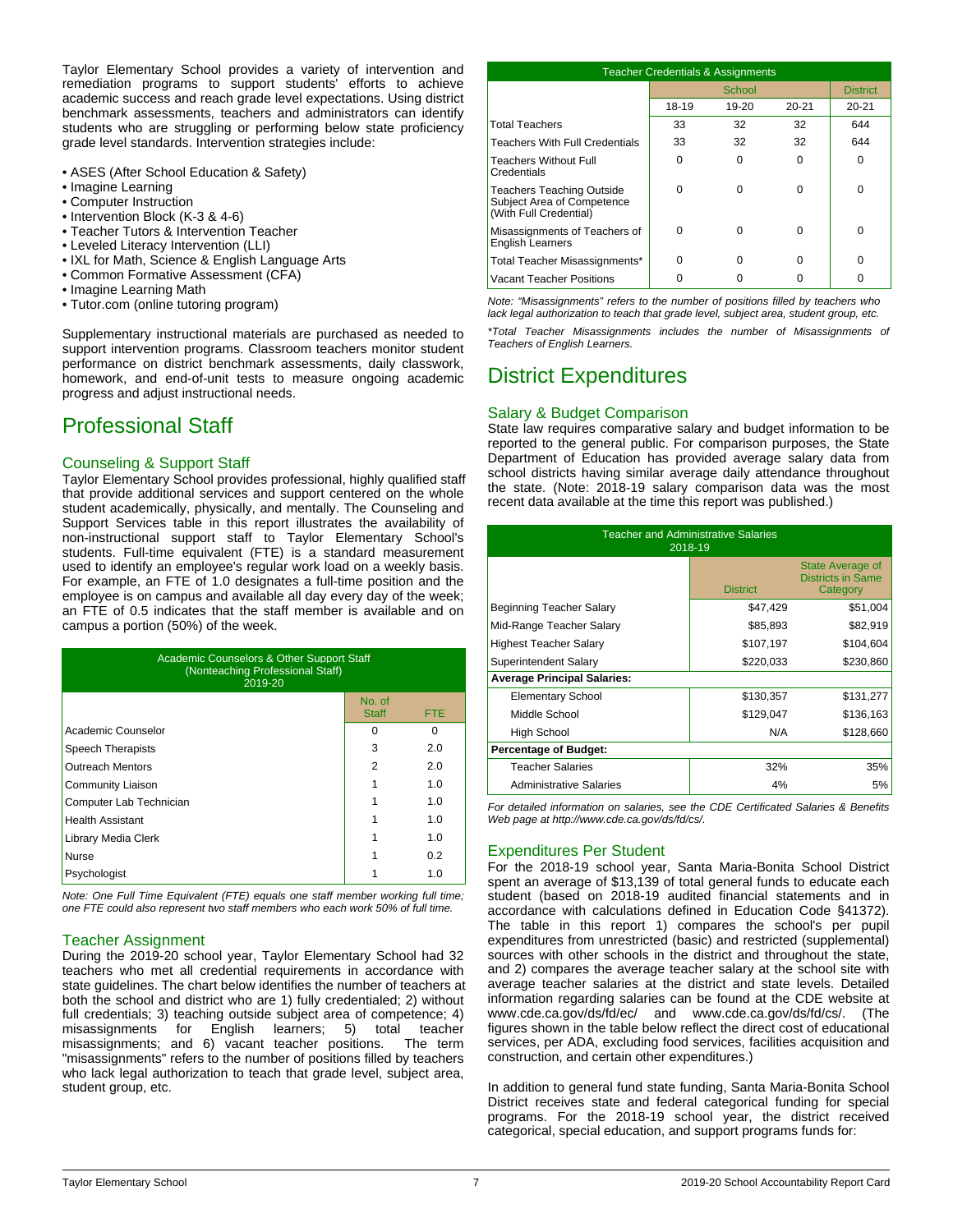Taylor Elementary School provides a variety of intervention and remediation programs to support students' efforts to achieve academic success and reach grade level expectations. Using district benchmark assessments, teachers and administrators can identify students who are struggling or performing below state proficiency grade level standards. Intervention strategies include:

- ASES (After School Education & Safety)
- Imagine Learning
- Computer Instruction
- Intervention Block (K-3 & 4-6)
- Teacher Tutors & Intervention Teacher
- Leveled Literacy Intervention (LLI)
- IXL for Math, Science & English Language Arts
- Common Formative Assessment (CFA)
- Imagine Learning Math
- Tutor.com (online tutoring program)

Supplementary instructional materials are purchased as needed to support intervention programs. Classroom teachers monitor student performance on district benchmark assessments, daily classwork, homework, and end-of-unit tests to measure ongoing academic progress and adjust instructional needs.

# Professional Staff

## Counseling & Support Staff

Taylor Elementary School provides professional, highly qualified staff that provide additional services and support centered on the whole student academically, physically, and mentally. The Counseling and Support Services table in this report illustrates the availability of non-instructional support staff to Taylor Elementary School's students. Full-time equivalent (FTE) is a standard measurement used to identify an employee's regular work load on a weekly basis. For example, an FTE of 1.0 designates a full-time position and the employee is on campus and available all day every day of the week; an FTE of 0.5 indicates that the staff member is available and on campus a portion (50%) of the week.

| Academic Counselors & Other Support Staff (Nonteaching Professional Staff) 2019-20 | | |
|---|---|---|
| | No. of Staff | FTE |
| Academic Counselor | 0 | 0 |
| Speech Therapists | 3 | 2.0 |
| Outreach Mentors | 2 | 2.0 |
| Community Liaison | 1 | 1.0 |
| Computer Lab Technician | 1 | 1.0 |
| Health Assistant | 1 | 1.0 |
| Library Media Clerk | 1 | 1.0 |
| Nurse | 1 | 0.2 |
| Psychologist | 1 | 1.0 |

*Note: One Full Time Equivalent (FTE) equals one staff member working full time; one FTE could also represent two staff members who each work 50% of full time.*

## Teacher Assignment

During the 2019-20 school year, Taylor Elementary School had 32 teachers who met all credential requirements in accordance with state guidelines. The chart below identifies the number of teachers at both the school and district who are 1) fully credentialed; 2) without full credentials; 3) teaching outside subject area of competence; 4) misassignments for English learners; 5) total teacher misassignments; and 6) vacant teacher positions. The term "misassignments" refers to the number of positions filled by teachers who lack legal authorization to teach that grade level, subject area, student group, etc.

| Teacher Credentials & Assignments | | | | |
|---|---|---|---|---|
| | School | | | District |
| | 18-19 | 19-20 | 20-21 | 20-21 |
| Total Teachers | 33 | 32 | 32 | 644 |
| Teachers With Full Credentials | 33 | 32 | 32 | 644 |
| Teachers Without Full Credentials | 0 | 0 | 0 | 0 |
| Teachers Teaching Outside Subject Area of Competence (With Full Credential) | 0 | 0 | 0 | 0 |
| Misassignments of Teachers of English Learners | 0 | 0 | 0 | 0 |
| Total Teacher Misassignments* | 0 | 0 | 0 | 0 |
| Vacant Teacher Positions | 0 | 0 | 0 | 0 |

*Note: "Misassignments" refers to the number of positions filled by teachers who lack legal authorization to teach that grade level, subject area, student group, etc.*

**Total Teacher Misassignments includes the number of Misassignments of Teachers of English Learners.*

# District Expenditures

## Salary & Budget Comparison

State law requires comparative salary and budget information to be reported to the general public. For comparison purposes, the State Department of Education has provided average salary data from school districts having similar average daily attendance throughout the state. (Note: 2018-19 salary comparison data was the most recent data available at the time this report was published.)

| Teacher and Administrative Salaries 2018-19 | | |
|---|---|---|
| | District | State Average of Districts in Same Category |
| Beginning Teacher Salary | $47,429 | $51,004 |
| Mid-Range Teacher Salary | $85,893 | $82,919 |
| Highest Teacher Salary | $107,197 | $104,604 |
| Superintendent Salary | $220,033 | $230,860 |
| **Average Principal Salaries:** | | |
| Elementary School | $130,357 | $131,277 |
| Middle School | $129,047 | $136,163 |
| High School | N/A | $128,660 |
| **Percentage of Budget:** | | |
| Teacher Salaries | 32% | 35% |
| Administrative Salaries | 4% | 5% |

*For detailed information on salaries, see the CDE Certificated Salaries & Benefits Web page at http://www.cde.ca.gov/ds/fd/cs/.*

## Expenditures Per Student

For the 2018-19 school year, Santa Maria-Bonita School District spent an average of $13,139 of total general funds to educate each student (based on 2018-19 audited financial statements and in accordance with calculations defined in Education Code §41372). The table in this report 1) compares the school's per pupil expenditures from unrestricted (basic) and restricted (supplemental) sources with other schools in the district and throughout the state, and 2) compares the average teacher salary at the school site with average teacher salaries at the district and state levels. Detailed information regarding salaries can be found at the CDE website at www.cde.ca.gov/ds/fd/ec/ and www.cde.ca.gov/ds/fd/cs/. (The figures shown in the table below reflect the direct cost of educational services, per ADA, excluding food services, facilities acquisition and construction, and certain other expenditures.)

In addition to general fund state funding, Santa Maria-Bonita School District receives state and federal categorical funding for special programs. For the 2018-19 school year, the district received categorical, special education, and support programs funds for: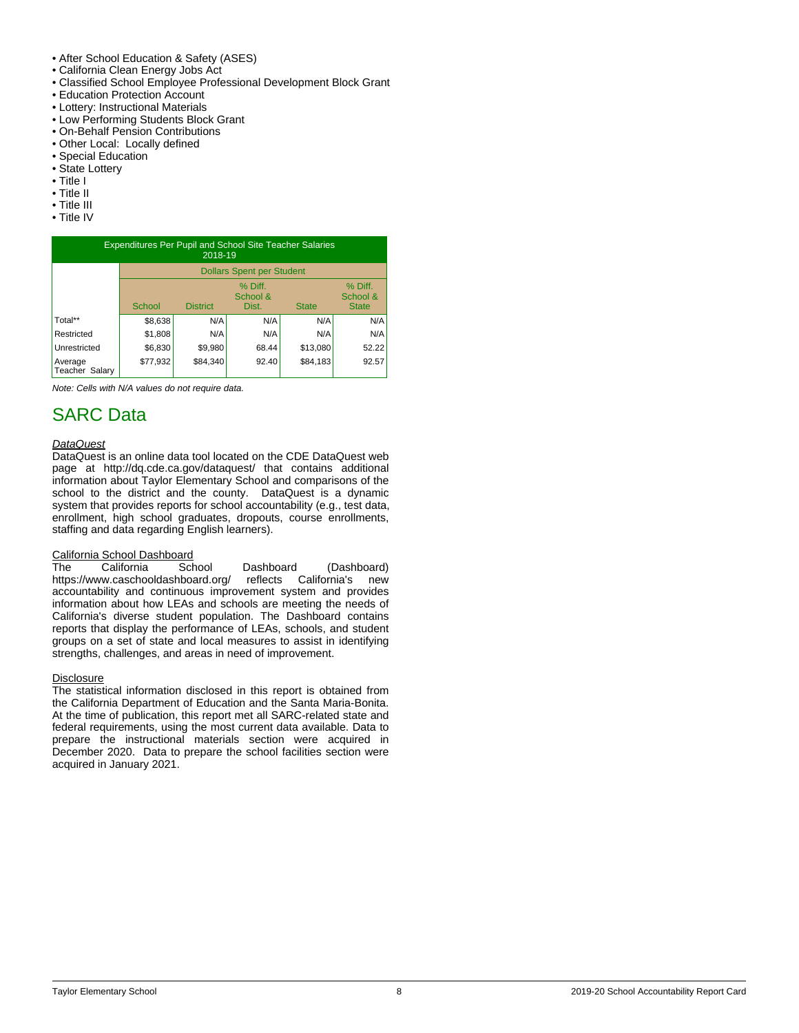- After School Education & Safety (ASES)
- California Clean Energy Jobs Act
- Classified School Employee Professional Development Block Grant
- Education Protection Account
- Lottery: Instructional Materials
- Low Performing Students Block Grant
- On-Behalf Pension Contributions
- Other Local: Locally defined
- Special Education
- State Lottery
- Title I
- Title II
- Title III
- Title IV

| Expenditures Per Pupil and School Site Teacher Salaries 2018-19 | | | | | |
|---|---|---|---|---|---|
| | Dollars Spent per Student | | | | |
| | School | District | % Diff. School & Dist. | State | % Diff. School & State |
| Total** | $8,638 | N/A | N/A | N/A | N/A |
| Restricted | $1,808 | N/A | N/A | N/A | N/A |
| Unrestricted | $6,830 | $9,980 | 68.44 | $13,080 | 52.22 |
| Average Teacher Salary | $77,932 | $84,340 | 92.40 | $84,183 | 92.57 |

*Note: Cells with N/A values do not require data.*

# SARC Data

*DataQuest*

DataQuest is an online data tool located on the CDE DataQuest web page at http://dq.cde.ca.gov/dataquest/ that contains additional information about Taylor Elementary School and comparisons of the school to the district and the county. DataQuest is a dynamic system that provides reports for school accountability (e.g., test data, enrollment, high school graduates, dropouts, course enrollments, staffing and data regarding English learners).

California School Dashboard

The California School Dashboard (Dashboard) https://www.caschooldashboard.org/ reflects California's new accountability and continuous improvement system and provides information about how LEAs and schools are meeting the needs of California's diverse student population. The Dashboard contains reports that display the performance of LEAs, schools, and student groups on a set of state and local measures to assist in identifying strengths, challenges, and areas in need of improvement.

Disclosure

The statistical information disclosed in this report is obtained from the California Department of Education and the Santa Maria-Bonita. At the time of publication, this report met all SARC-related state and federal requirements, using the most current data available. Data to prepare the instructional materials section were acquired in December 2020. Data to prepare the school facilities section were acquired in January 2021.